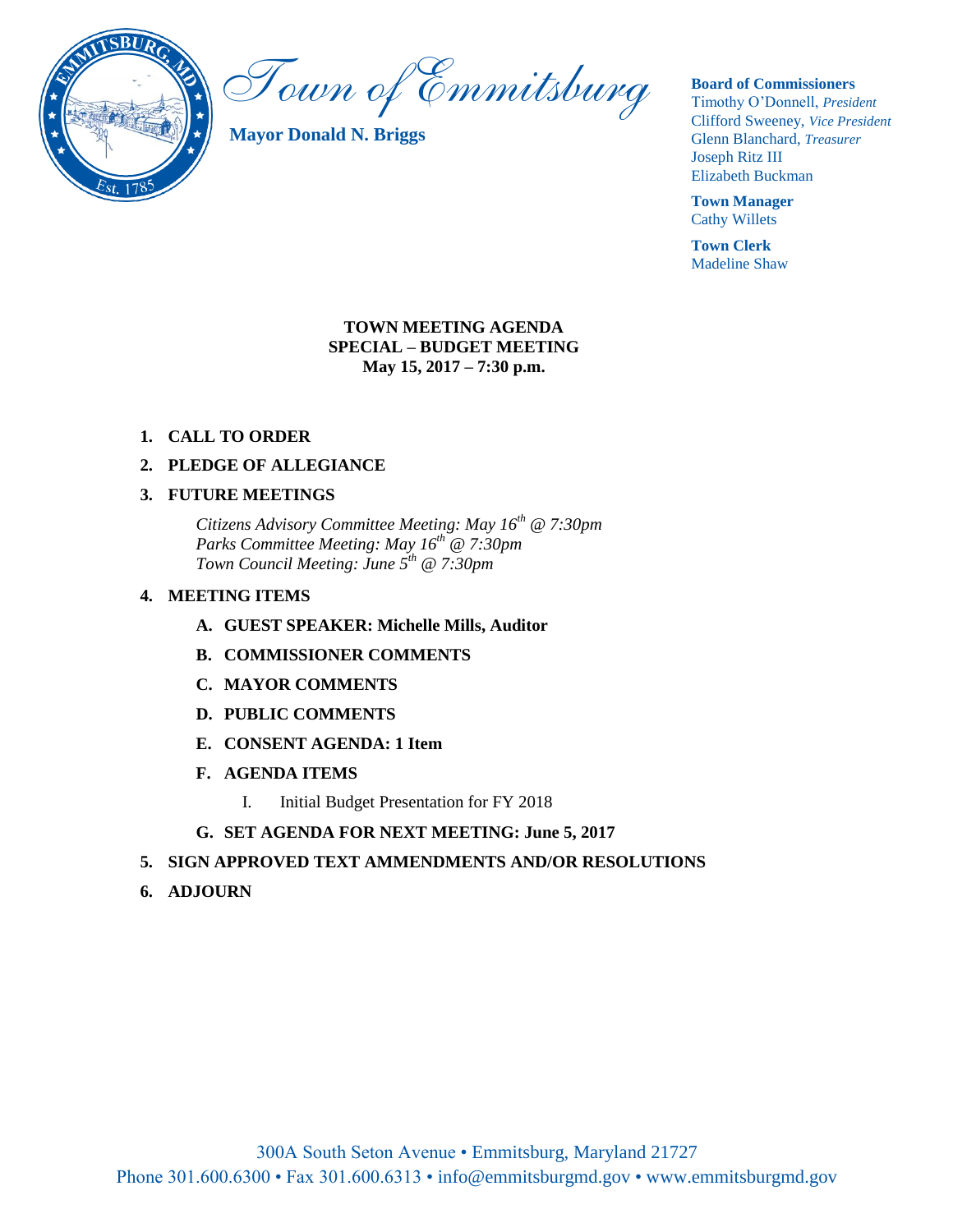# Town of Emmitsburg

**Mayor Donald N. Briggs**

**Board of Commissioners**
Timothy O'Donnell, *President*
Clifford Sweeney, *Vice President*
Glenn Blanchard, *Treasurer*
Joseph Ritz III
Elizabeth Buckman

**Town Manager**
Cathy Willets

**Town Clerk**
Madeline Shaw

**TOWN MEETING AGENDA**
**SPECIAL – BUDGET MEETING**
**May 15, 2017 – 7:30 p.m.**

1. **CALL TO ORDER**
2. **PLEDGE OF ALLEGIANCE**
3. **FUTURE MEETINGS**

   *Citizens Advisory Committee Meeting: May 16th @ 7:30pm*
   *Parks Committee Meeting: May 16th @ 7:30pm*
   *Town Council Meeting: June 5th @ 7:30pm*

4. **MEETING ITEMS**
   - **A. GUEST SPEAKER: Michelle Mills, Auditor**
   - **B. COMMISSIONER COMMENTS**
   - **C. MAYOR COMMENTS**
   - **D. PUBLIC COMMENTS**
   - **E. CONSENT AGENDA: 1 Item**
   - **F. AGENDA ITEMS**
     - I. Initial Budget Presentation for FY 2018
   - **G. SET AGENDA FOR NEXT MEETING: June 5, 2017**
5. **SIGN APPROVED TEXT AMMENDMENTS AND/OR RESOLUTIONS**
6. **ADJOURN**

300A South Seton Avenue • Emmitsburg, Maryland 21727
Phone 301.600.6300 • Fax 301.600.6313 • info@emmitsburgmd.gov • www.emmitsburgmd.gov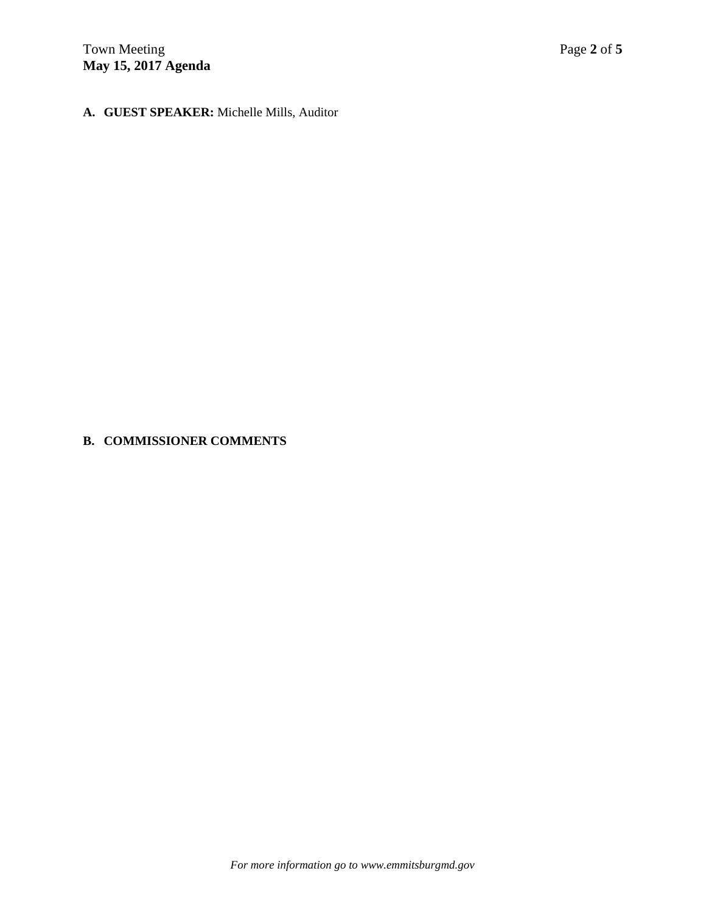**A. GUEST SPEAKER:** Michelle Mills, Auditor

**B. COMMISSIONER COMMENTS**

*For more information go to www.emmitsburgmd.gov*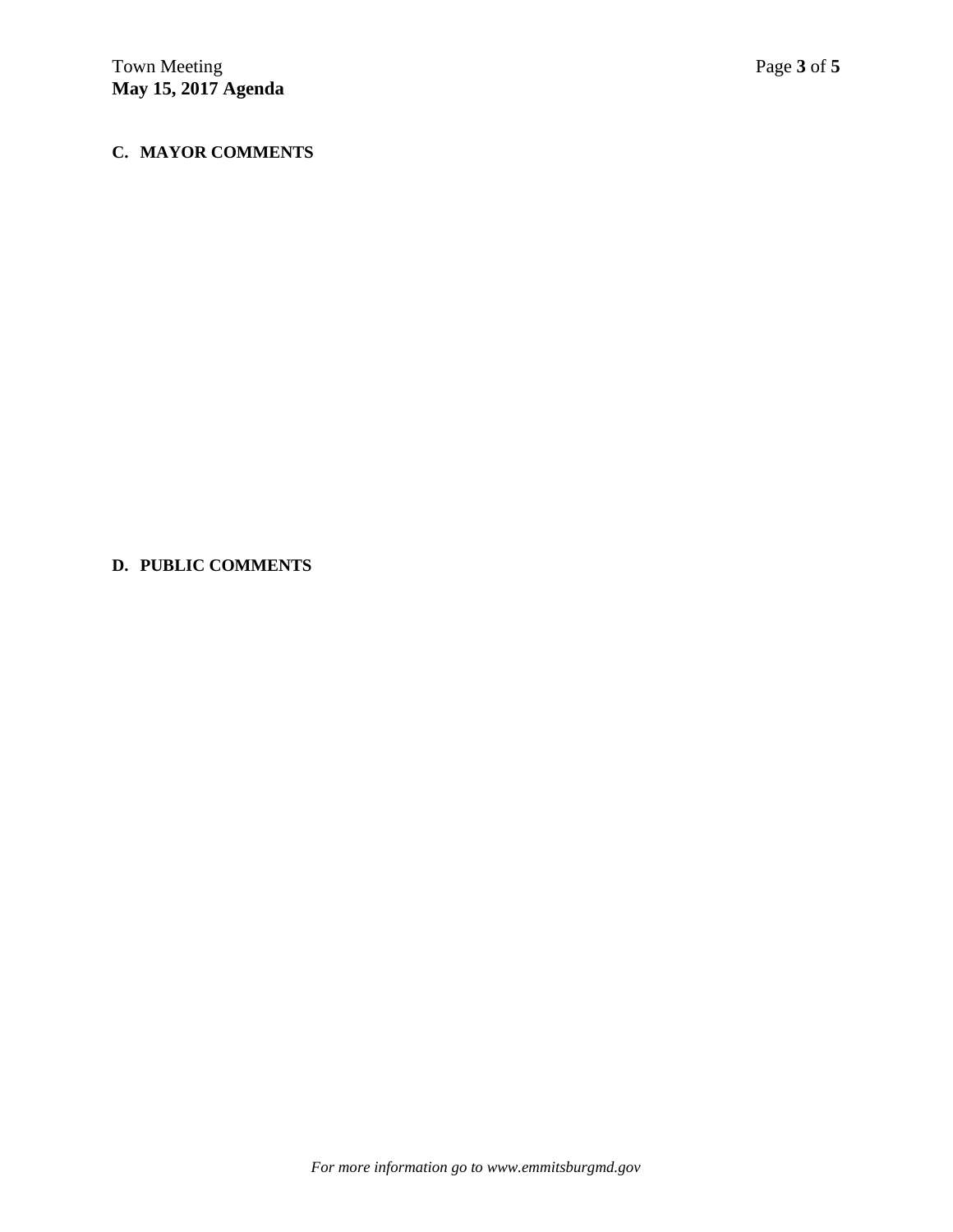## C. MAYOR COMMENTS

## D. PUBLIC COMMENTS

*For more information go to www.emmitsburgmd.gov*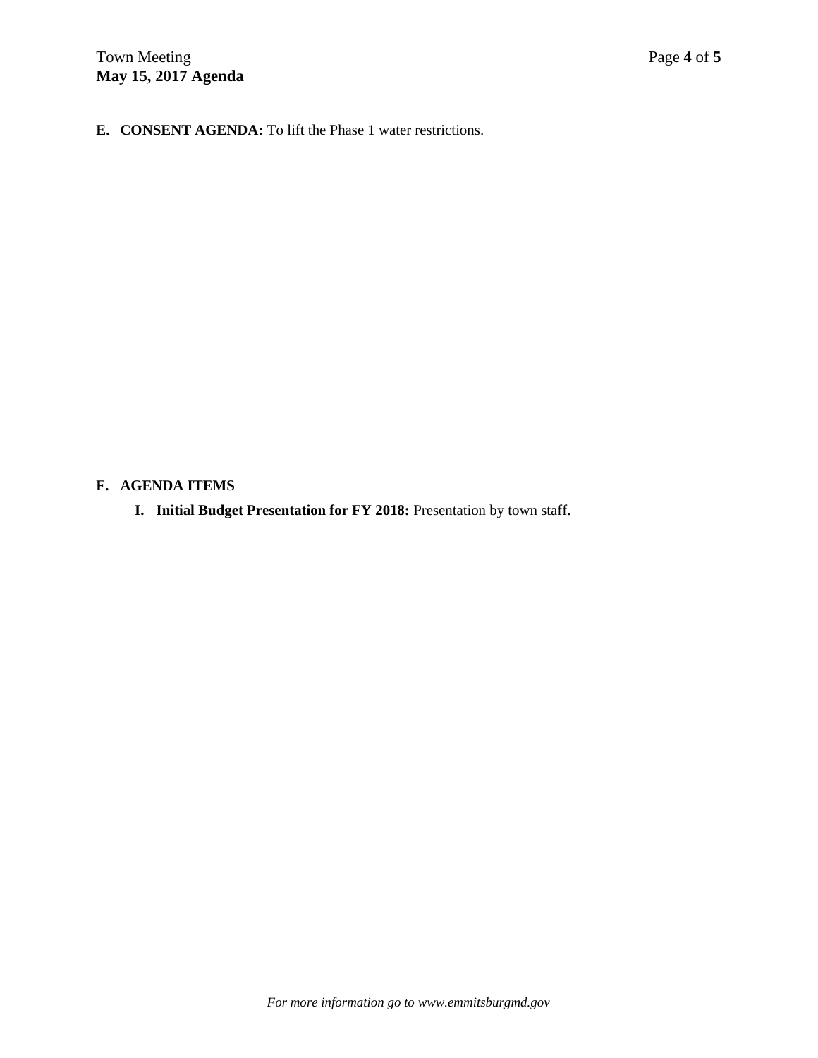**E. CONSENT AGENDA:** To lift the Phase 1 water restrictions.

**F. AGENDA ITEMS**

**I. Initial Budget Presentation for FY 2018:** Presentation by town staff.

*For more information go to www.emmitsburgmd.gov*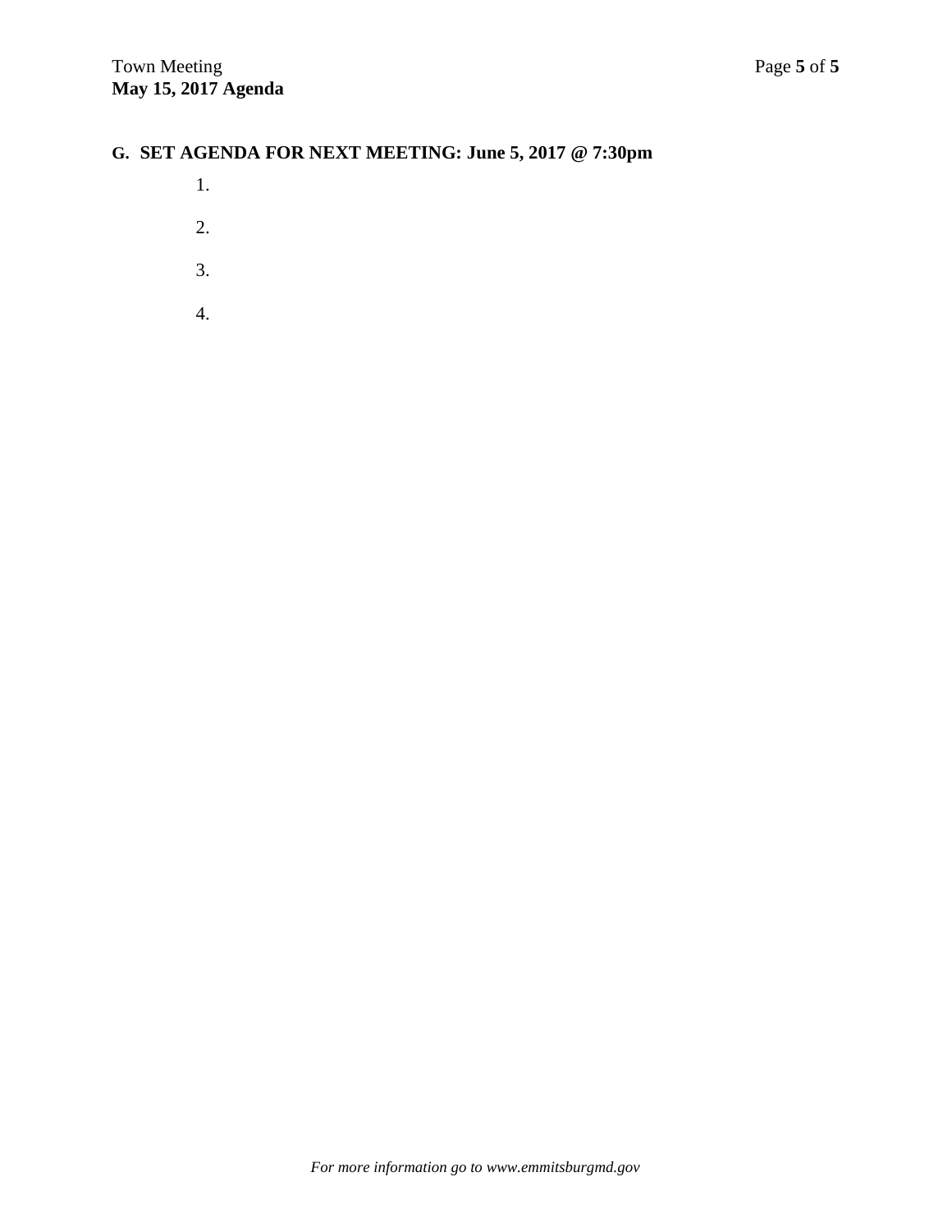## G. SET AGENDA FOR NEXT MEETING: June 5, 2017 @ 7:30pm

1.
2.
3.
4.

*For more information go to www.emmitsburgmd.gov*